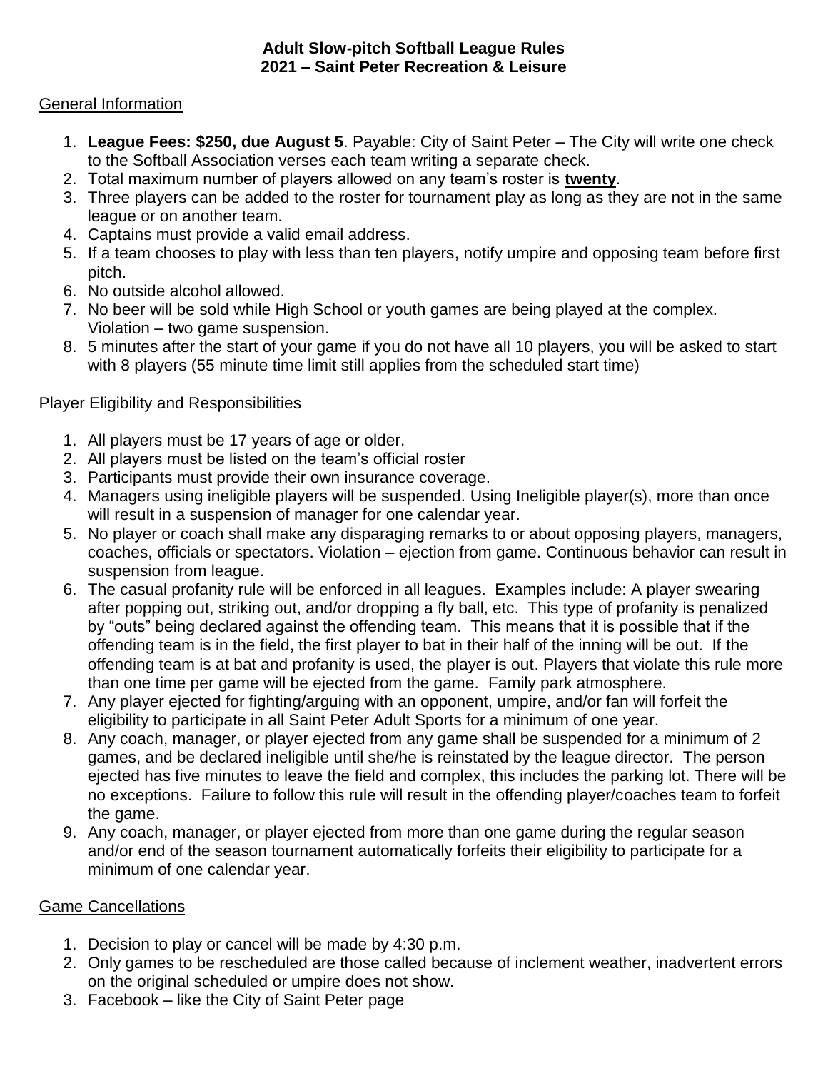# Adult Slow-pitch Softball League Rules
## 2021 – Saint Peter Recreation & Leisure

<u>General Information</u>

1. **League Fees: $250, due August 5**. Payable: City of Saint Peter – The City will write one check to the Softball Association verses each team writing a separate check.
2. Total maximum number of players allowed on any team's roster is <u>**twenty**</u>.
3. Three players can be added to the roster for tournament play as long as they are not in the same league or on another team.
4. Captains must provide a valid email address.
5. If a team chooses to play with less than ten players, notify umpire and opposing team before first pitch.
6. No outside alcohol allowed.
7. No beer will be sold while High School or youth games are being played at the complex. Violation – two game suspension.
8. 5 minutes after the start of your game if you do not have all 10 players, you will be asked to start with 8 players (55 minute time limit still applies from the scheduled start time)

<u>Player Eligibility and Responsibilities</u>

1. All players must be 17 years of age or older.
2. All players must be listed on the team's official roster
3. Participants must provide their own insurance coverage.
4. Managers using ineligible players will be suspended. Using Ineligible player(s), more than once will result in a suspension of manager for one calendar year.
5. No player or coach shall make any disparaging remarks to or about opposing players, managers, coaches, officials or spectators. Violation – ejection from game. Continuous behavior can result in suspension from league.
6. The casual profanity rule will be enforced in all leagues. Examples include: A player swearing after popping out, striking out, and/or dropping a fly ball, etc. This type of profanity is penalized by "outs" being declared against the offending team. This means that it is possible that if the offending team is in the field, the first player to bat in their half of the inning will be out. If the offending team is at bat and profanity is used, the player is out. Players that violate this rule more than one time per game will be ejected from the game. Family park atmosphere.
7. Any player ejected for fighting/arguing with an opponent, umpire, and/or fan will forfeit the eligibility to participate in all Saint Peter Adult Sports for a minimum of one year.
8. Any coach, manager, or player ejected from any game shall be suspended for a minimum of 2 games, and be declared ineligible until she/he is reinstated by the league director. The person ejected has five minutes to leave the field and complex, this includes the parking lot. There will be no exceptions. Failure to follow this rule will result in the offending player/coaches team to forfeit the game.
9. Any coach, manager, or player ejected from more than one game during the regular season and/or end of the season tournament automatically forfeits their eligibility to participate for a minimum of one calendar year.

<u>Game Cancellations</u>

1. Decision to play or cancel will be made by 4:30 p.m.
2. Only games to be rescheduled are those called because of inclement weather, inadvertent errors on the original scheduled or umpire does not show.
3. Facebook – like the City of Saint Peter page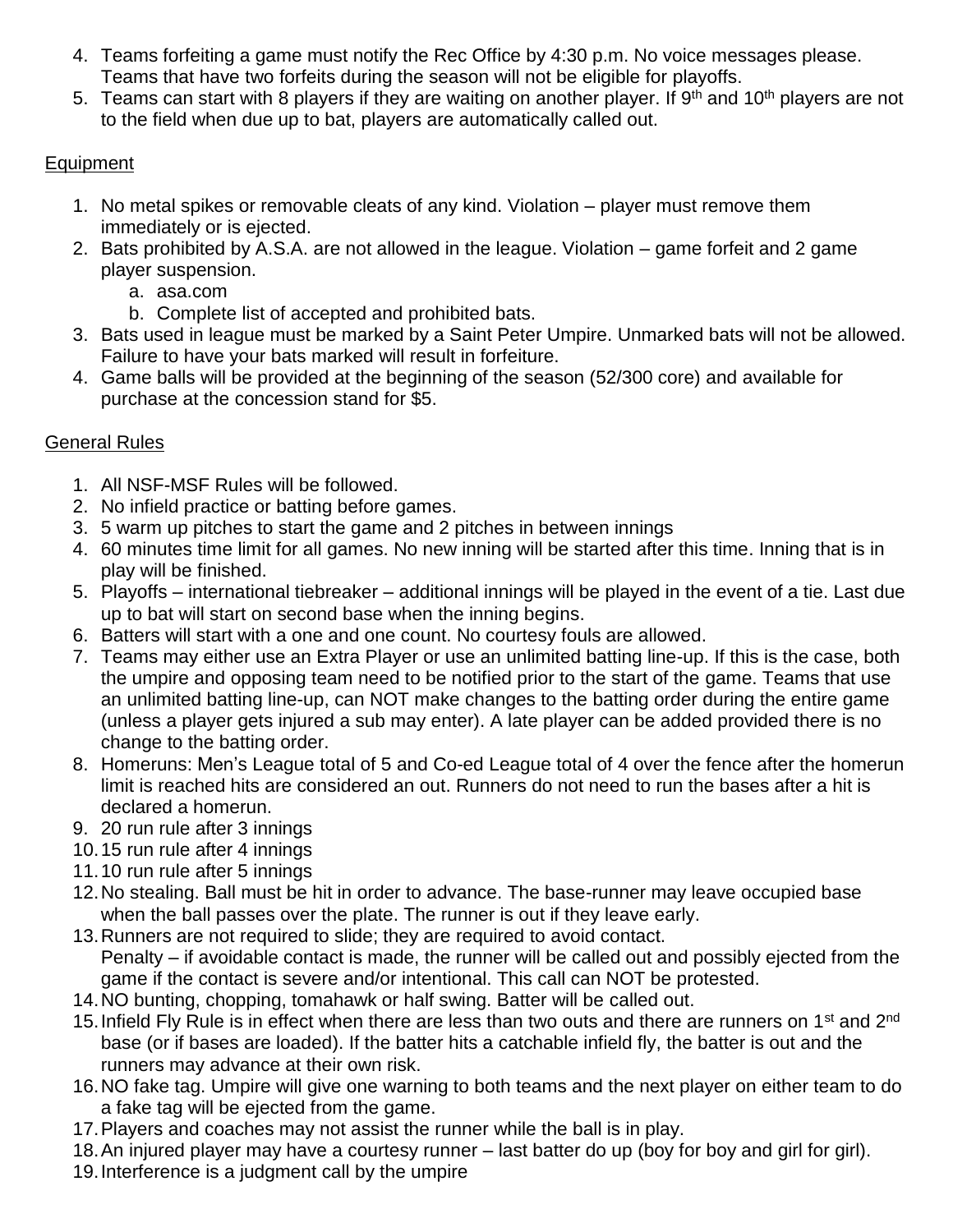4. Teams forfeiting a game must notify the Rec Office by 4:30 p.m. No voice messages please. Teams that have two forfeits during the season will not be eligible for playoffs.
5. Teams can start with 8 players if they are waiting on another player. If 9th and 10th players are not to the field when due up to bat, players are automatically called out.

## Equipment

1. No metal spikes or removable cleats of any kind. Violation – player must remove them immediately or is ejected.
2. Bats prohibited by A.S.A. are not allowed in the league. Violation – game forfeit and 2 game player suspension.
   a. asa.com
   b. Complete list of accepted and prohibited bats.
3. Bats used in league must be marked by a Saint Peter Umpire. Unmarked bats will not be allowed. Failure to have your bats marked will result in forfeiture.
4. Game balls will be provided at the beginning of the season (52/300 core) and available for purchase at the concession stand for $5.

## General Rules

1. All NSF-MSF Rules will be followed.
2. No infield practice or batting before games.
3. 5 warm up pitches to start the game and 2 pitches in between innings
4. 60 minutes time limit for all games. No new inning will be started after this time. Inning that is in play will be finished.
5. Playoffs – international tiebreaker – additional innings will be played in the event of a tie. Last due up to bat will start on second base when the inning begins.
6. Batters will start with a one and one count. No courtesy fouls are allowed.
7. Teams may either use an Extra Player or use an unlimited batting line-up. If this is the case, both the umpire and opposing team need to be notified prior to the start of the game. Teams that use an unlimited batting line-up, can NOT make changes to the batting order during the entire game (unless a player gets injured a sub may enter). A late player can be added provided there is no change to the batting order.
8. Homeruns: Men's League total of 5 and Co-ed League total of 4 over the fence after the homerun limit is reached hits are considered an out. Runners do not need to run the bases after a hit is declared a homerun.
9. 20 run rule after 3 innings
10. 15 run rule after 4 innings
11. 10 run rule after 5 innings
12. No stealing. Ball must be hit in order to advance. The base-runner may leave occupied base when the ball passes over the plate. The runner is out if they leave early.
13. Runners are not required to slide; they are required to avoid contact.
    Penalty – if avoidable contact is made, the runner will be called out and possibly ejected from the game if the contact is severe and/or intentional. This call can NOT be protested.
14. NO bunting, chopping, tomahawk or half swing. Batter will be called out.
15. Infield Fly Rule is in effect when there are less than two outs and there are runners on 1st and 2nd base (or if bases are loaded). If the batter hits a catchable infield fly, the batter is out and the runners may advance at their own risk.
16. NO fake tag. Umpire will give one warning to both teams and the next player on either team to do a fake tag will be ejected from the game.
17. Players and coaches may not assist the runner while the ball is in play.
18. An injured player may have a courtesy runner – last batter do up (boy for boy and girl for girl).
19. Interference is a judgment call by the umpire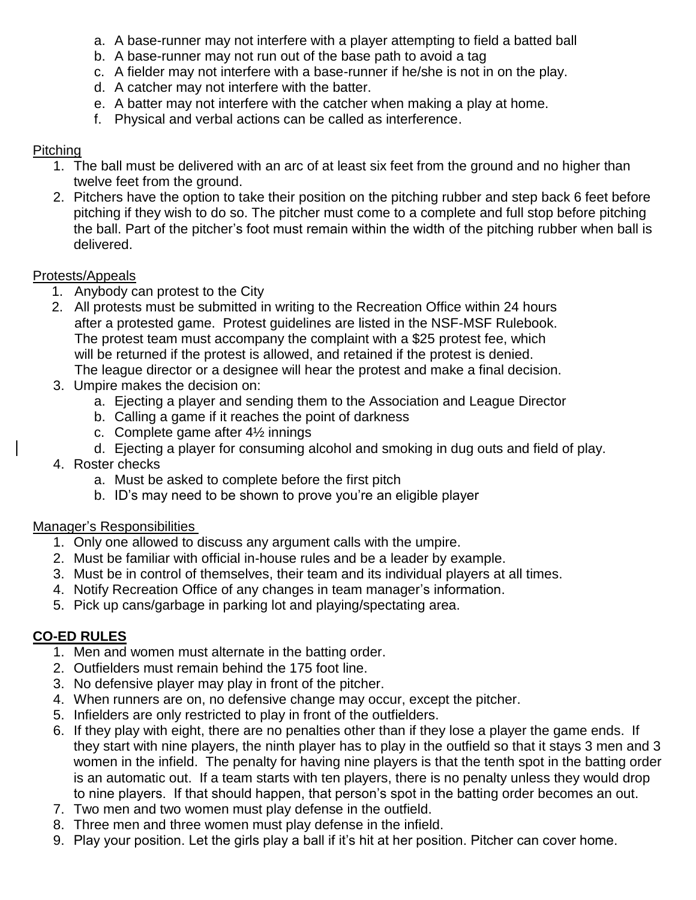a. A base-runner may not interfere with a player attempting to field a batted ball
b. A base-runner may not run out of the base path to avoid a tag
c. A fielder may not interfere with a base-runner if he/she is not in on the play.
d. A catcher may not interfere with the batter.
e. A batter may not interfere with the catcher when making a play at home.
f. Physical and verbal actions can be called as interference.

Pitching

1. The ball must be delivered with an arc of at least six feet from the ground and no higher than twelve feet from the ground.
2. Pitchers have the option to take their position on the pitching rubber and step back 6 feet before pitching if they wish to do so. The pitcher must come to a complete and full stop before pitching the ball. Part of the pitcher's foot must remain within the width of the pitching rubber when ball is delivered.

Protests/Appeals

1. Anybody can protest to the City
2. All protests must be submitted in writing to the Recreation Office within 24 hours after a protested game. Protest guidelines are listed in the NSF-MSF Rulebook. The protest team must accompany the complaint with a $25 protest fee, which will be returned if the protest is allowed, and retained if the protest is denied. The league director or a designee will hear the protest and make a final decision.
3. Umpire makes the decision on:
   a. Ejecting a player and sending them to the Association and League Director
   b. Calling a game if it reaches the point of darkness
   c. Complete game after 4½ innings
   d. Ejecting a player for consuming alcohol and smoking in dug outs and field of play.
4. Roster checks
   a. Must be asked to complete before the first pitch
   b. ID's may need to be shown to prove you're an eligible player

Manager's Responsibilities

1. Only one allowed to discuss any argument calls with the umpire.
2. Must be familiar with official in-house rules and be a leader by example.
3. Must be in control of themselves, their team and its individual players at all times.
4. Notify Recreation Office of any changes in team manager's information.
5. Pick up cans/garbage in parking lot and playing/spectating area.

**CO-ED RULES**

1. Men and women must alternate in the batting order.
2. Outfielders must remain behind the 175 foot line.
3. No defensive player may play in front of the pitcher.
4. When runners are on, no defensive change may occur, except the pitcher.
5. Infielders are only restricted to play in front of the outfielders.
6. If they play with eight, there are no penalties other than if they lose a player the game ends. If they start with nine players, the ninth player has to play in the outfield so that it stays 3 men and 3 women in the infield. The penalty for having nine players is that the tenth spot in the batting order is an automatic out. If a team starts with ten players, there is no penalty unless they would drop to nine players. If that should happen, that person's spot in the batting order becomes an out.
7. Two men and two women must play defense in the outfield.
8. Three men and three women must play defense in the infield.
9. Play your position. Let the girls play a ball if it's hit at her position. Pitcher can cover home.